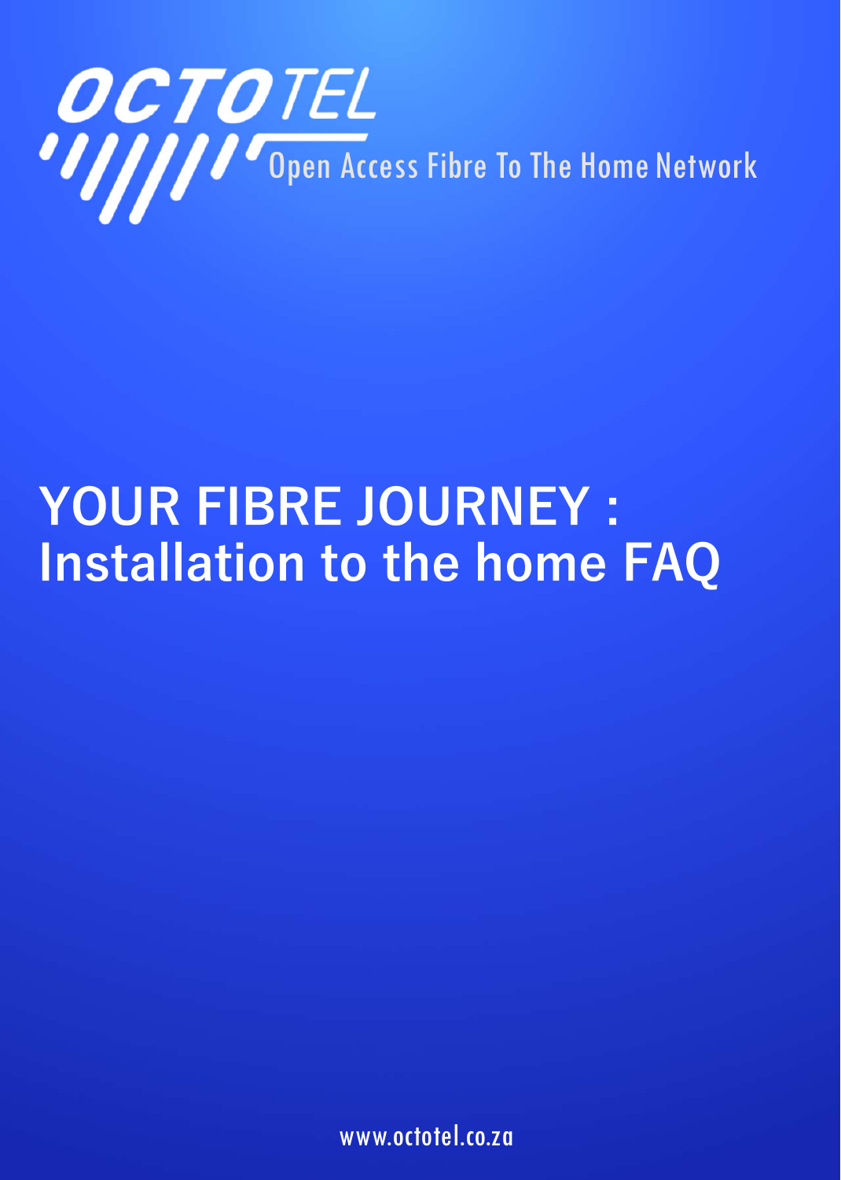OCTOTEL

Open Access Fibre To The Home Network

# YOUR FIBRE JOURNEY : Installation to the home FAQ

www.octotel.co.za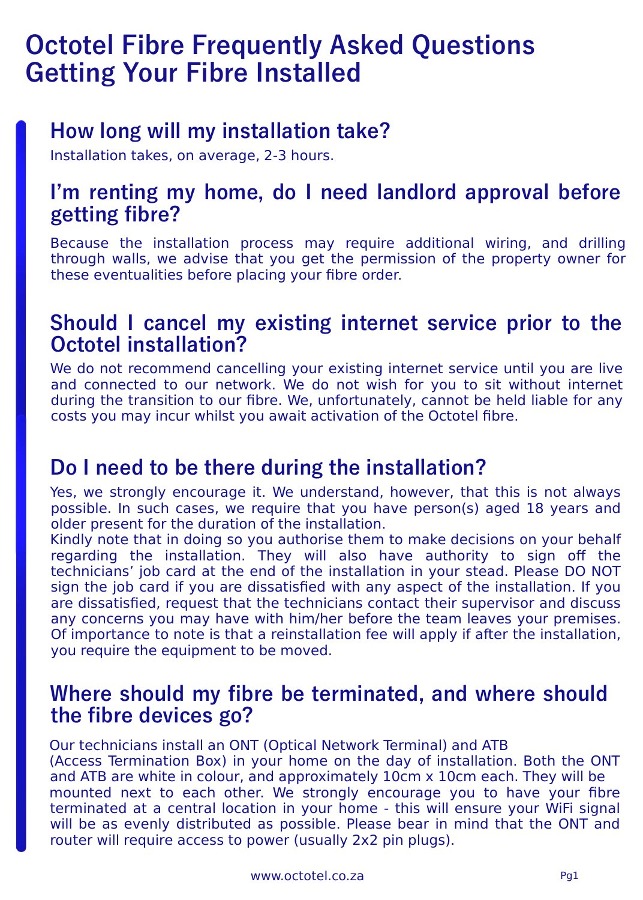# Octotel Fibre Frequently Asked Questions
# Getting Your Fibre Installed

## How long will my installation take?

Installation takes, on average, 2-3 hours.

## I'm renting my home, do I need landlord approval before getting fibre?

Because the installation process may require additional wiring, and drilling through walls, we advise that you get the permission of the property owner for these eventualities before placing your fibre order.

## Should I cancel my existing internet service prior to the Octotel installation?

We do not recommend cancelling your existing internet service until you are live and connected to our network. We do not wish for you to sit without internet during the transition to our fibre. We, unfortunately, cannot be held liable for any costs you may incur whilst you await activation of the Octotel fibre.

## Do I need to be there during the installation?

Yes, we strongly encourage it. We understand, however, that this is not always possible. In such cases, we require that you have person(s) aged 18 years and older present for the duration of the installation.
Kindly note that in doing so you authorise them to make decisions on your behalf regarding the installation. They will also have authority to sign off the technicians' job card at the end of the installation in your stead. Please DO NOT sign the job card if you are dissatisfied with any aspect of the installation. If you are dissatisfied, request that the technicians contact their supervisor and discuss any concerns you may have with him/her before the team leaves your premises. Of importance to note is that a reinstallation fee will apply if after the installation, you require the equipment to be moved.

## Where should my fibre be terminated, and where should the fibre devices go?

Our technicians install an ONT (Optical Network Terminal) and ATB (Access Termination Box) in your home on the day of installation. Both the ONT and ATB are white in colour, and approximately 10cm x 10cm each. They will be mounted next to each other. We strongly encourage you to have your fibre terminated at a central location in your home - this will ensure your WiFi signal will be as evenly distributed as possible. Please bear in mind that the ONT and router will require access to power (usually 2x2 pin plugs).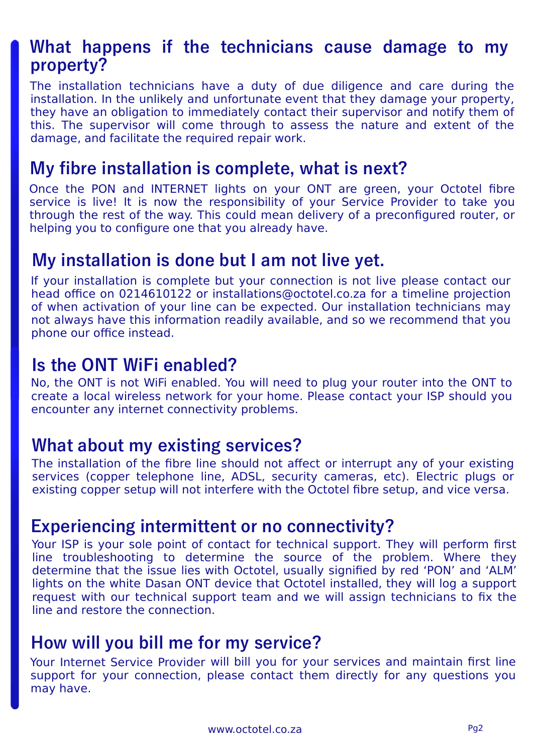## What happens if the technicians cause damage to my property?

The installation technicians have a duty of due diligence and care during the installation. In the unlikely and unfortunate event that they damage your property, they have an obligation to immediately contact their supervisor and notify them of this. The supervisor will come through to assess the nature and extent of the damage, and facilitate the required repair work.

## My fibre installation is complete, what is next?

Once the PON and INTERNET lights on your ONT are green, your Octotel fibre service is live! It is now the responsibility of your Service Provider to take you through the rest of the way. This could mean delivery of a preconfigured router, or helping you to configure one that you already have.

## My installation is done but I am not live yet.

If your installation is complete but your connection is not live please contact our head office on 0214610122 or installations@octotel.co.za for a timeline projection of when activation of your line can be expected. Our installation technicians may not always have this information readily available, and so we recommend that you phone our office instead.

## Is the ONT WiFi enabled?

No, the ONT is not WiFi enabled. You will need to plug your router into the ONT to create a local wireless network for your home. Please contact your ISP should you encounter any internet connectivity problems.

## What about my existing services?

The installation of the fibre line should not affect or interrupt any of your existing services (copper telephone line, ADSL, security cameras, etc). Electric plugs or existing copper setup will not interfere with the Octotel fibre setup, and vice versa.

## Experiencing intermittent or no connectivity?

Your ISP is your sole point of contact for technical support. They will perform first line troubleshooting to determine the source of the problem. Where they determine that the issue lies with Octotel, usually signified by red 'PON' and 'ALM' lights on the white Dasan ONT device that Octotel installed, they will log a support request with our technical support team and we will assign technicians to fix the line and restore the connection.

## How will you bill me for my service?

Your Internet Service Provider will bill you for your services and maintain first line support for your connection, please contact them directly for any questions you may have.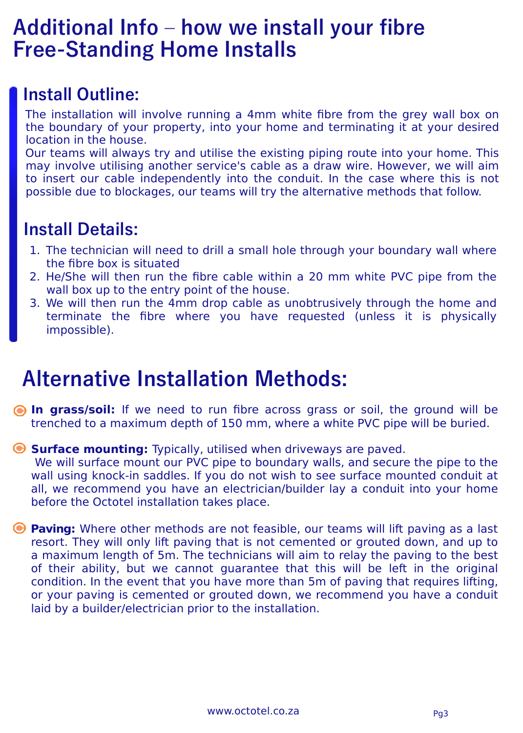# Additional Info – how we install your fibre Free-Standing Home Installs

## Install Outline:

The installation will involve running a 4mm white fibre from the grey wall box on the boundary of your property, into your home and terminating it at your desired location in the house.
Our teams will always try and utilise the existing piping route into your home. This may involve utilising another service's cable as a draw wire. However, we will aim to insert our cable independently into the conduit. In the case where this is not possible due to blockages, our teams will try the alternative methods that follow.

## Install Details:

1. The technician will need to drill a small hole through your boundary wall where the fibre box is situated
2. He/She will then run the fibre cable within a 20 mm white PVC pipe from the wall box up to the entry point of the house.
3. We will then run the 4mm drop cable as unobtrusively through the home and terminate the fibre where you have requested (unless it is physically impossible).

# Alternative Installation Methods:

- **In grass/soil:** If we need to run fibre across grass or soil, the ground will be trenched to a maximum depth of 150 mm, where a white PVC pipe will be buried.

- **Surface mounting:** Typically, utilised when driveways are paved.
  We will surface mount our PVC pipe to boundary walls, and secure the pipe to the wall using knock-in saddles. If you do not wish to see surface mounted conduit at all, we recommend you have an electrician/builder lay a conduit into your home before the Octotel installation takes place.

- **Paving:** Where other methods are not feasible, our teams will lift paving as a last resort. They will only lift paving that is not cemented or grouted down, and up to a maximum length of 5m. The technicians will aim to relay the paving to the best of their ability, but we cannot guarantee that this will be left in the original condition. In the event that you have more than 5m of paving that requires lifting, or your paving is cemented or grouted down, we recommend you have a conduit laid by a builder/electrician prior to the installation.

www.octotel.co.za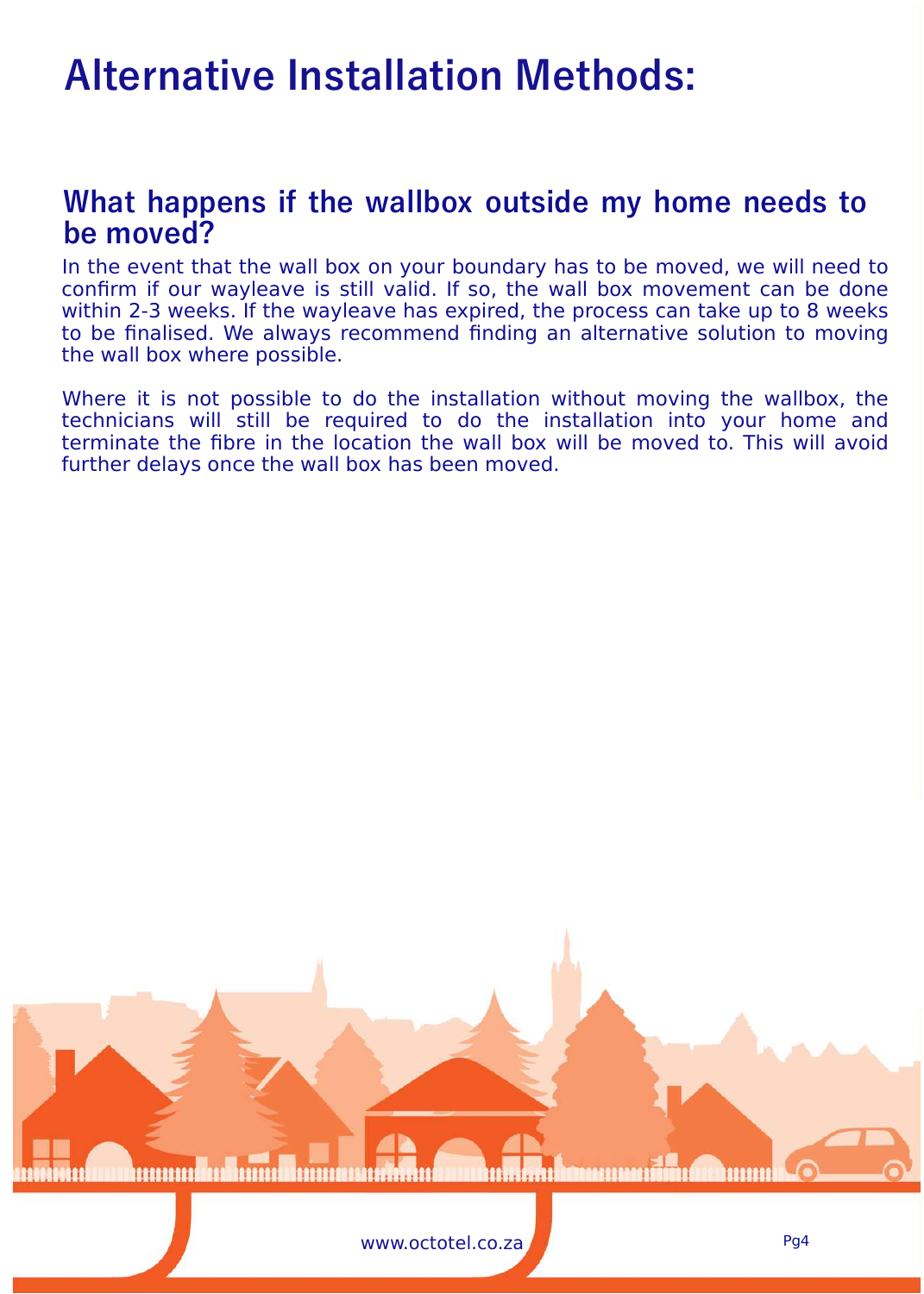# Alternative Installation Methods:

## What happens if the wallbox outside my home needs to be moved?

In the event that the wall box on your boundary has to be moved, we will need to confirm if our wayleave is still valid. If so, the wall box movement can be done within 2-3 weeks. If the wayleave has expired, the process can take up to 8 weeks to be finalised. We always recommend finding an alternative solution to moving the wall box where possible.

Where it is not possible to do the installation without moving the wallbox, the technicians will still be required to do the installation into your home and terminate the fibre in the location the wall box will be moved to. This will avoid further delays once the wall box has been moved.

www.octotel.co.za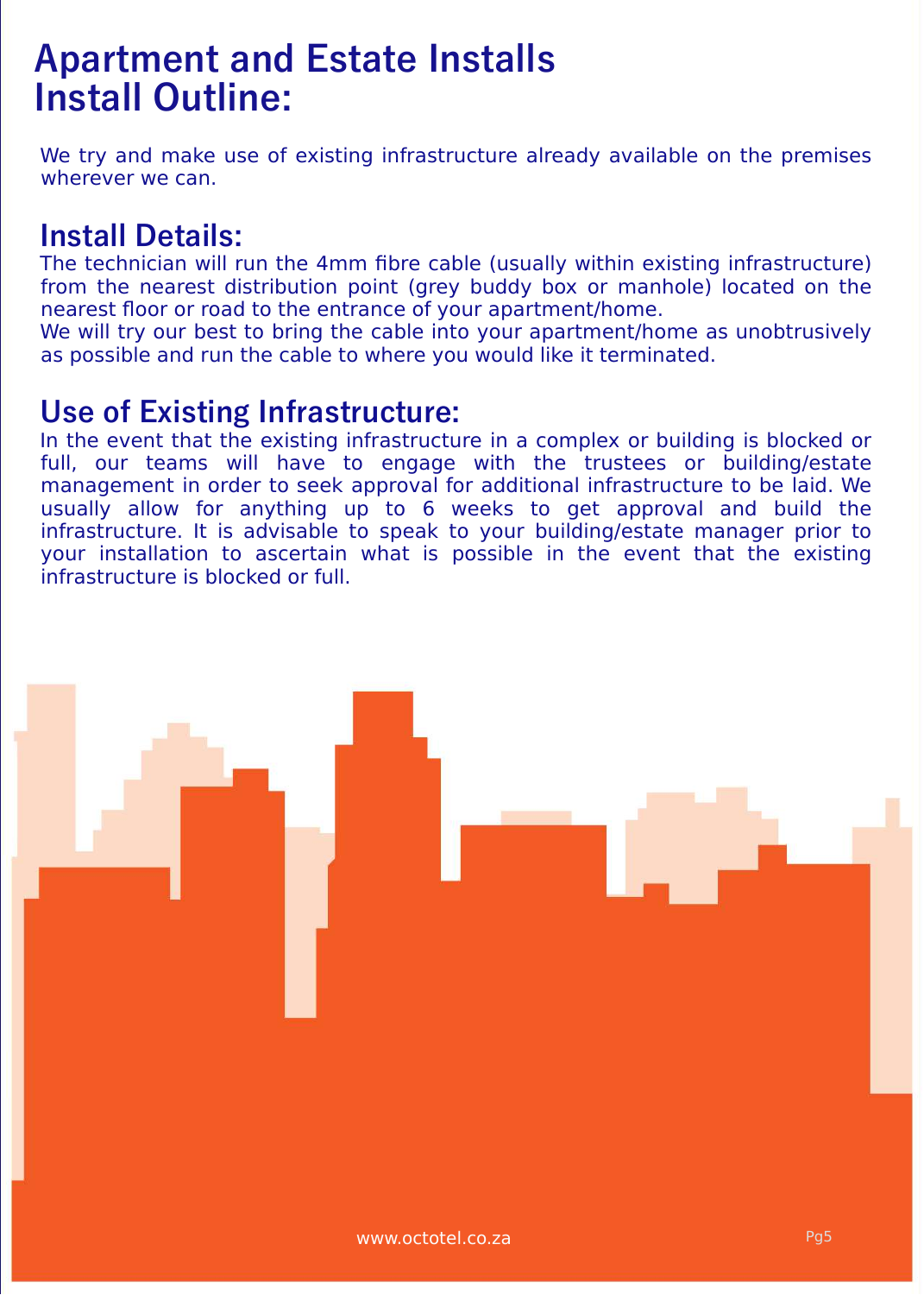# Apartment and Estate Installs
# Install Outline:

We try and make use of existing infrastructure already available on the premises wherever we can.

## Install Details:

The technician will run the 4mm fibre cable (usually within existing infrastructure) from the nearest distribution point (grey buddy box or manhole) located on the nearest floor or road to the entrance of your apartment/home.

We will try our best to bring the cable into your apartment/home as unobtrusively as possible and run the cable to where you would like it terminated.

## Use of Existing Infrastructure:

In the event that the existing infrastructure in a complex or building is blocked or full, our teams will have to engage with the trustees or building/estate management in order to seek approval for additional infrastructure to be laid. We usually allow for anything up to 6 weeks to get approval and build the infrastructure. It is advisable to speak to your building/estate manager prior to your installation to ascertain what is possible in the event that the existing infrastructure is blocked or full.

www.octotel.co.za